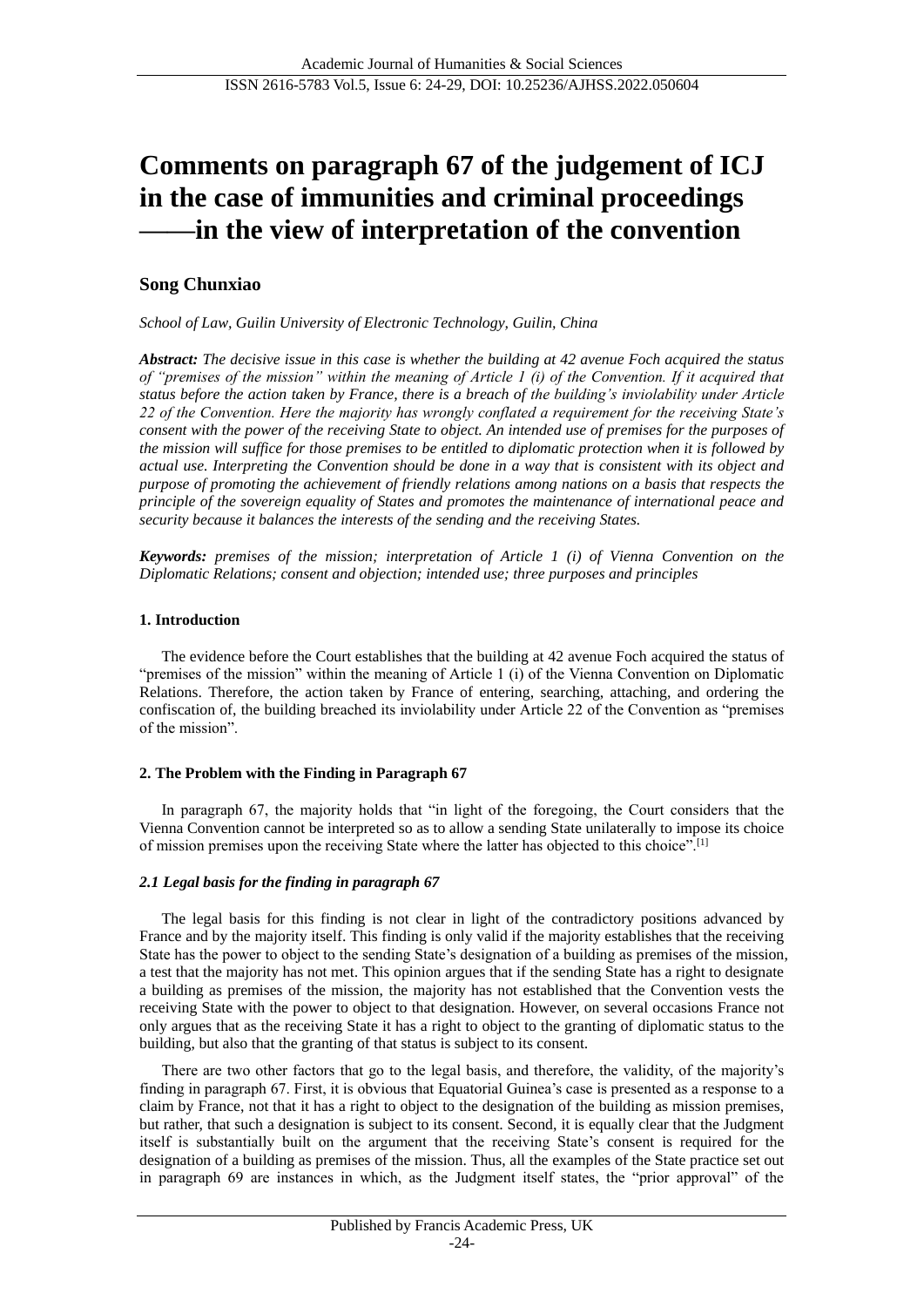# Comments on paragraph 67 of the judgement of ICJ in the case of immunities and criminal proceedings ——in the view of interpretation of the convention

## Song Chunxiao

*School of Law, Guilin University of Electronic Technology, Guilin, China*

***Abstract:*** *The decisive issue in this case is whether the building at 42 avenue Foch acquired the status of "premises of the mission" within the meaning of Article 1 (i) of the Convention. If it acquired that status before the action taken by France, there is a breach of the building's inviolability under Article 22 of the Convention. Here the majority has wrongly conflated a requirement for the receiving State's consent with the power of the receiving State to object. An intended use of premises for the purposes of the mission will suffice for those premises to be entitled to diplomatic protection when it is followed by actual use. Interpreting the Convention should be done in a way that is consistent with its object and purpose of promoting the achievement of friendly relations among nations on a basis that respects the principle of the sovereign equality of States and promotes the maintenance of international peace and security because it balances the interests of the sending and the receiving States.*

***Keywords:*** *premises of the mission; interpretation of Article 1 (i) of Vienna Convention on the Diplomatic Relations; consent and objection; intended use; three purposes and principles*

### 1. Introduction

The evidence before the Court establishes that the building at 42 avenue Foch acquired the status of "premises of the mission" within the meaning of Article 1 (i) of the Vienna Convention on Diplomatic Relations. Therefore, the action taken by France of entering, searching, attaching, and ordering the confiscation of, the building breached its inviolability under Article 22 of the Convention as "premises of the mission".

### 2. The Problem with the Finding in Paragraph 67

In paragraph 67, the majority holds that "in light of the foregoing, the Court considers that the Vienna Convention cannot be interpreted so as to allow a sending State unilaterally to impose its choice of mission premises upon the receiving State where the latter has objected to this choice".[1]

#### *2.1 Legal basis for the finding in paragraph 67*

The legal basis for this finding is not clear in light of the contradictory positions advanced by France and by the majority itself. This finding is only valid if the majority establishes that the receiving State has the power to object to the sending State's designation of a building as premises of the mission, a test that the majority has not met. This opinion argues that if the sending State has a right to designate a building as premises of the mission, the majority has not established that the Convention vests the receiving State with the power to object to that designation. However, on several occasions France not only argues that as the receiving State it has a right to object to the granting of diplomatic status to the building, but also that the granting of that status is subject to its consent.

There are two other factors that go to the legal basis, and therefore, the validity, of the majority's finding in paragraph 67. First, it is obvious that Equatorial Guinea's case is presented as a response to a claim by France, not that it has a right to object to the designation of the building as mission premises, but rather, that such a designation is subject to its consent. Second, it is equally clear that the Judgment itself is substantially built on the argument that the receiving State's consent is required for the designation of a building as premises of the mission. Thus, all the examples of the State practice set out in paragraph 69 are instances in which, as the Judgment itself states, the "prior approval" of the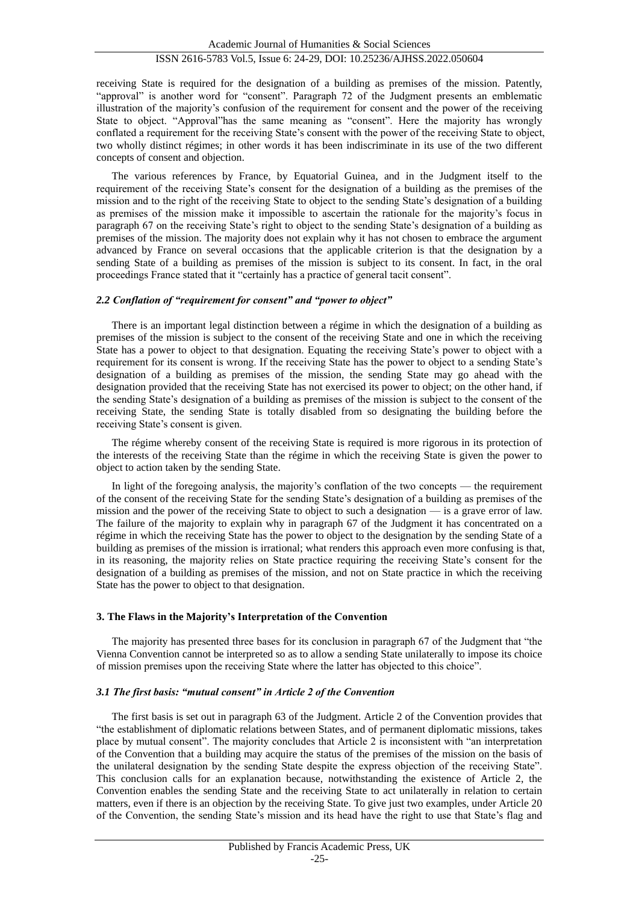receiving State is required for the designation of a building as premises of the mission. Patently, "approval" is another word for "consent". Paragraph 72 of the Judgment presents an emblematic illustration of the majority's confusion of the requirement for consent and the power of the receiving State to object. "Approval"has the same meaning as "consent". Here the majority has wrongly conflated a requirement for the receiving State's consent with the power of the receiving State to object, two wholly distinct régimes; in other words it has been indiscriminate in its use of the two different concepts of consent and objection.

The various references by France, by Equatorial Guinea, and in the Judgment itself to the requirement of the receiving State's consent for the designation of a building as the premises of the mission and to the right of the receiving State to object to the sending State's designation of a building as premises of the mission make it impossible to ascertain the rationale for the majority's focus in paragraph 67 on the receiving State's right to object to the sending State's designation of a building as premises of the mission. The majority does not explain why it has not chosen to embrace the argument advanced by France on several occasions that the applicable criterion is that the designation by a sending State of a building as premises of the mission is subject to its consent. In fact, in the oral proceedings France stated that it "certainly has a practice of general tacit consent".

### *2.2 Conflation of "requirement for consent" and "power to object"*

There is an important legal distinction between a régime in which the designation of a building as premises of the mission is subject to the consent of the receiving State and one in which the receiving State has a power to object to that designation. Equating the receiving State's power to object with a requirement for its consent is wrong. If the receiving State has the power to object to a sending State's designation of a building as premises of the mission, the sending State may go ahead with the designation provided that the receiving State has not exercised its power to object; on the other hand, if the sending State's designation of a building as premises of the mission is subject to the consent of the receiving State, the sending State is totally disabled from so designating the building before the receiving State's consent is given.

The régime whereby consent of the receiving State is required is more rigorous in its protection of the interests of the receiving State than the régime in which the receiving State is given the power to object to action taken by the sending State.

In light of the foregoing analysis, the majority's conflation of the two concepts — the requirement of the consent of the receiving State for the sending State's designation of a building as premises of the mission and the power of the receiving State to object to such a designation — is a grave error of law. The failure of the majority to explain why in paragraph 67 of the Judgment it has concentrated on a régime in which the receiving State has the power to object to the designation by the sending State of a building as premises of the mission is irrational; what renders this approach even more confusing is that, in its reasoning, the majority relies on State practice requiring the receiving State's consent for the designation of a building as premises of the mission, and not on State practice in which the receiving State has the power to object to that designation.

## 3. The Flaws in the Majority's Interpretation of the Convention

The majority has presented three bases for its conclusion in paragraph 67 of the Judgment that "the Vienna Convention cannot be interpreted so as to allow a sending State unilaterally to impose its choice of mission premises upon the receiving State where the latter has objected to this choice".

### *3.1 The first basis: "mutual consent" in Article 2 of the Convention*

The first basis is set out in paragraph 63 of the Judgment. Article 2 of the Convention provides that "the establishment of diplomatic relations between States, and of permanent diplomatic missions, takes place by mutual consent". The majority concludes that Article 2 is inconsistent with "an interpretation of the Convention that a building may acquire the status of the premises of the mission on the basis of the unilateral designation by the sending State despite the express objection of the receiving State". This conclusion calls for an explanation because, notwithstanding the existence of Article 2, the Convention enables the sending State and the receiving State to act unilaterally in relation to certain matters, even if there is an objection by the receiving State. To give just two examples, under Article 20 of the Convention, the sending State's mission and its head have the right to use that State's flag and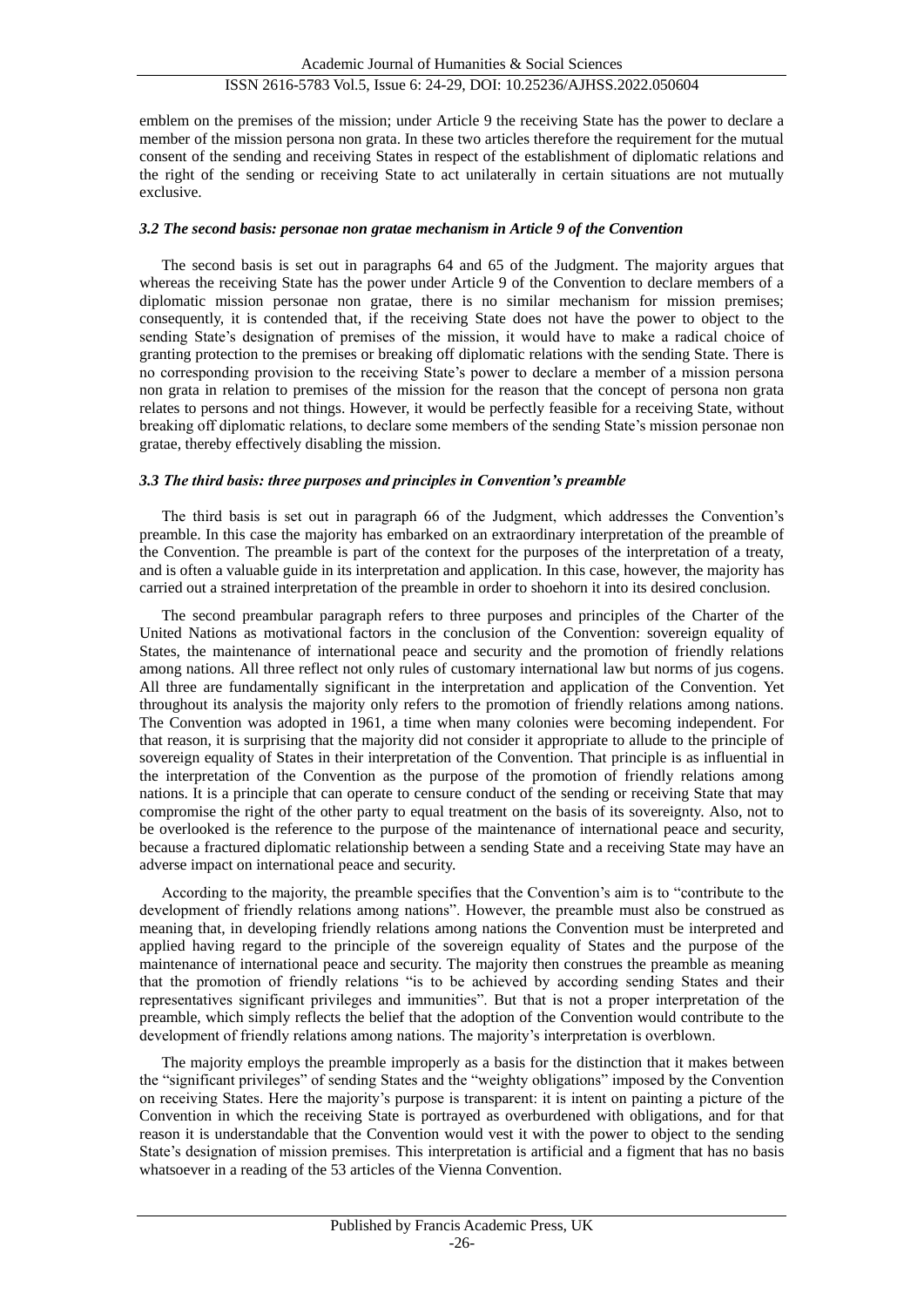emblem on the premises of the mission; under Article 9 the receiving State has the power to declare a member of the mission persona non grata. In these two articles therefore the requirement for the mutual consent of the sending and receiving States in respect of the establishment of diplomatic relations and the right of the sending or receiving State to act unilaterally in certain situations are not mutually exclusive.

### *3.2 The second basis: personae non gratae mechanism in Article 9 of the Convention*

The second basis is set out in paragraphs 64 and 65 of the Judgment. The majority argues that whereas the receiving State has the power under Article 9 of the Convention to declare members of a diplomatic mission personae non gratae, there is no similar mechanism for mission premises; consequently, it is contended that, if the receiving State does not have the power to object to the sending State's designation of premises of the mission, it would have to make a radical choice of granting protection to the premises or breaking off diplomatic relations with the sending State. There is no corresponding provision to the receiving State's power to declare a member of a mission persona non grata in relation to premises of the mission for the reason that the concept of persona non grata relates to persons and not things. However, it would be perfectly feasible for a receiving State, without breaking off diplomatic relations, to declare some members of the sending State's mission personae non gratae, thereby effectively disabling the mission.

### *3.3 The third basis: three purposes and principles in Convention's preamble*

The third basis is set out in paragraph 66 of the Judgment, which addresses the Convention's preamble. In this case the majority has embarked on an extraordinary interpretation of the preamble of the Convention. The preamble is part of the context for the purposes of the interpretation of a treaty, and is often a valuable guide in its interpretation and application. In this case, however, the majority has carried out a strained interpretation of the preamble in order to shoehorn it into its desired conclusion.

The second preambular paragraph refers to three purposes and principles of the Charter of the United Nations as motivational factors in the conclusion of the Convention: sovereign equality of States, the maintenance of international peace and security and the promotion of friendly relations among nations. All three reflect not only rules of customary international law but norms of jus cogens. All three are fundamentally significant in the interpretation and application of the Convention. Yet throughout its analysis the majority only refers to the promotion of friendly relations among nations. The Convention was adopted in 1961, a time when many colonies were becoming independent. For that reason, it is surprising that the majority did not consider it appropriate to allude to the principle of sovereign equality of States in their interpretation of the Convention. That principle is as influential in the interpretation of the Convention as the purpose of the promotion of friendly relations among nations. It is a principle that can operate to censure conduct of the sending or receiving State that may compromise the right of the other party to equal treatment on the basis of its sovereignty. Also, not to be overlooked is the reference to the purpose of the maintenance of international peace and security, because a fractured diplomatic relationship between a sending State and a receiving State may have an adverse impact on international peace and security.

According to the majority, the preamble specifies that the Convention's aim is to "contribute to the development of friendly relations among nations". However, the preamble must also be construed as meaning that, in developing friendly relations among nations the Convention must be interpreted and applied having regard to the principle of the sovereign equality of States and the purpose of the maintenance of international peace and security. The majority then construes the preamble as meaning that the promotion of friendly relations "is to be achieved by according sending States and their representatives significant privileges and immunities". But that is not a proper interpretation of the preamble, which simply reflects the belief that the adoption of the Convention would contribute to the development of friendly relations among nations. The majority's interpretation is overblown.

The majority employs the preamble improperly as a basis for the distinction that it makes between the "significant privileges" of sending States and the "weighty obligations" imposed by the Convention on receiving States. Here the majority's purpose is transparent: it is intent on painting a picture of the Convention in which the receiving State is portrayed as overburdened with obligations, and for that reason it is understandable that the Convention would vest it with the power to object to the sending State's designation of mission premises. This interpretation is artificial and a figment that has no basis whatsoever in a reading of the 53 articles of the Vienna Convention.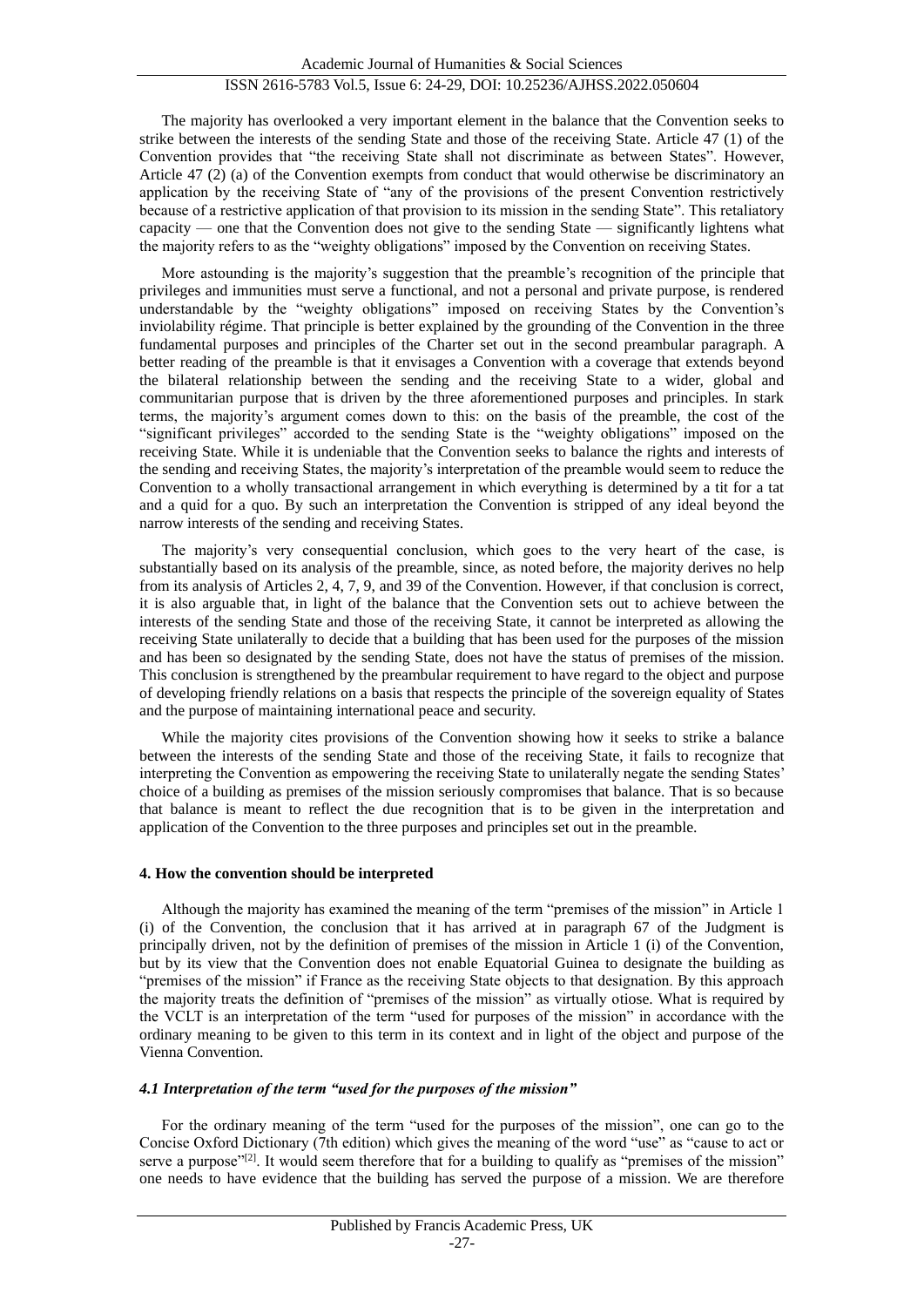The majority has overlooked a very important element in the balance that the Convention seeks to strike between the interests of the sending State and those of the receiving State. Article 47 (1) of the Convention provides that "the receiving State shall not discriminate as between States". However, Article 47 (2) (a) of the Convention exempts from conduct that would otherwise be discriminatory an application by the receiving State of "any of the provisions of the present Convention restrictively because of a restrictive application of that provision to its mission in the sending State". This retaliatory capacity — one that the Convention does not give to the sending State — significantly lightens what the majority refers to as the "weighty obligations" imposed by the Convention on receiving States.

More astounding is the majority's suggestion that the preamble's recognition of the principle that privileges and immunities must serve a functional, and not a personal and private purpose, is rendered understandable by the "weighty obligations" imposed on receiving States by the Convention's inviolability régime. That principle is better explained by the grounding of the Convention in the three fundamental purposes and principles of the Charter set out in the second preambular paragraph. A better reading of the preamble is that it envisages a Convention with a coverage that extends beyond the bilateral relationship between the sending and the receiving State to a wider, global and communitarian purpose that is driven by the three aforementioned purposes and principles. In stark terms, the majority's argument comes down to this: on the basis of the preamble, the cost of the "significant privileges" accorded to the sending State is the "weighty obligations" imposed on the receiving State. While it is undeniable that the Convention seeks to balance the rights and interests of the sending and receiving States, the majority's interpretation of the preamble would seem to reduce the Convention to a wholly transactional arrangement in which everything is determined by a tit for a tat and a quid for a quo. By such an interpretation the Convention is stripped of any ideal beyond the narrow interests of the sending and receiving States.

The majority's very consequential conclusion, which goes to the very heart of the case, is substantially based on its analysis of the preamble, since, as noted before, the majority derives no help from its analysis of Articles 2, 4, 7, 9, and 39 of the Convention. However, if that conclusion is correct, it is also arguable that, in light of the balance that the Convention sets out to achieve between the interests of the sending State and those of the receiving State, it cannot be interpreted as allowing the receiving State unilaterally to decide that a building that has been used for the purposes of the mission and has been so designated by the sending State, does not have the status of premises of the mission. This conclusion is strengthened by the preambular requirement to have regard to the object and purpose of developing friendly relations on a basis that respects the principle of the sovereign equality of States and the purpose of maintaining international peace and security.

While the majority cites provisions of the Convention showing how it seeks to strike a balance between the interests of the sending State and those of the receiving State, it fails to recognize that interpreting the Convention as empowering the receiving State to unilaterally negate the sending States' choice of a building as premises of the mission seriously compromises that balance. That is so because that balance is meant to reflect the due recognition that is to be given in the interpretation and application of the Convention to the three purposes and principles set out in the preamble.

## 4. How the convention should be interpreted

Although the majority has examined the meaning of the term "premises of the mission" in Article 1 (i) of the Convention, the conclusion that it has arrived at in paragraph 67 of the Judgment is principally driven, not by the definition of premises of the mission in Article 1 (i) of the Convention, but by its view that the Convention does not enable Equatorial Guinea to designate the building as "premises of the mission" if France as the receiving State objects to that designation. By this approach the majority treats the definition of "premises of the mission" as virtually otiose. What is required by the VCLT is an interpretation of the term "used for purposes of the mission" in accordance with the ordinary meaning to be given to this term in its context and in light of the object and purpose of the Vienna Convention.

### *4.1 Interpretation of the term "used for the purposes of the mission"*

For the ordinary meaning of the term "used for the purposes of the mission", one can go to the Concise Oxford Dictionary (7th edition) which gives the meaning of the word "use" as "cause to act or serve a purpose"[2]. It would seem therefore that for a building to qualify as "premises of the mission" one needs to have evidence that the building has served the purpose of a mission. We are therefore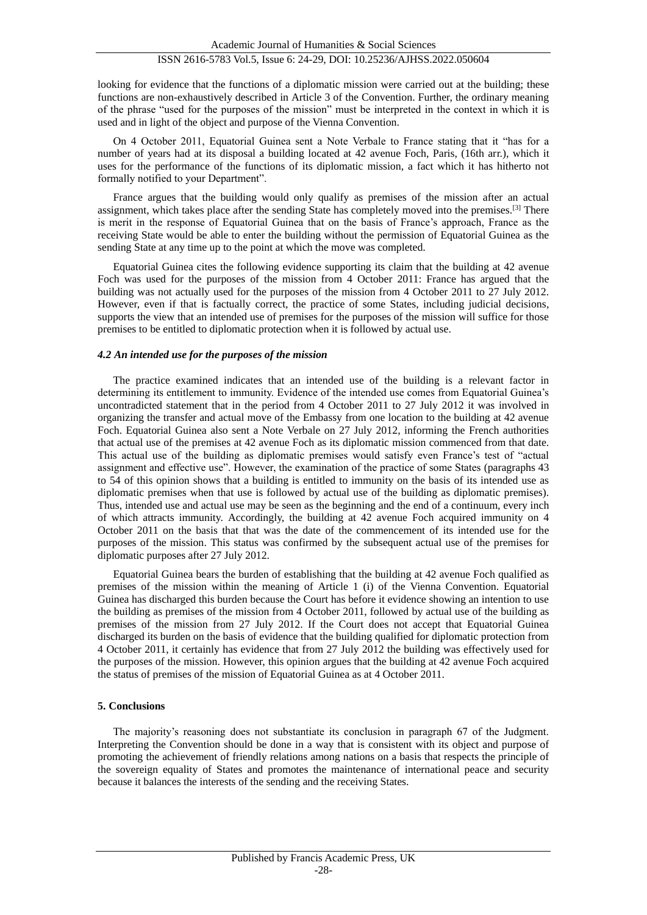looking for evidence that the functions of a diplomatic mission were carried out at the building; these functions are non-exhaustively described in Article 3 of the Convention. Further, the ordinary meaning of the phrase "used for the purposes of the mission" must be interpreted in the context in which it is used and in light of the object and purpose of the Vienna Convention.

On 4 October 2011, Equatorial Guinea sent a Note Verbale to France stating that it "has for a number of years had at its disposal a building located at 42 avenue Foch, Paris, (16th arr.), which it uses for the performance of the functions of its diplomatic mission, a fact which it has hitherto not formally notified to your Department".

France argues that the building would only qualify as premises of the mission after an actual assignment, which takes place after the sending State has completely moved into the premises.[3] There is merit in the response of Equatorial Guinea that on the basis of France's approach, France as the receiving State would be able to enter the building without the permission of Equatorial Guinea as the sending State at any time up to the point at which the move was completed.

Equatorial Guinea cites the following evidence supporting its claim that the building at 42 avenue Foch was used for the purposes of the mission from 4 October 2011: France has argued that the building was not actually used for the purposes of the mission from 4 October 2011 to 27 July 2012. However, even if that is factually correct, the practice of some States, including judicial decisions, supports the view that an intended use of premises for the purposes of the mission will suffice for those premises to be entitled to diplomatic protection when it is followed by actual use.

### *4.2 An intended use for the purposes of the mission*

The practice examined indicates that an intended use of the building is a relevant factor in determining its entitlement to immunity. Evidence of the intended use comes from Equatorial Guinea's uncontradicted statement that in the period from 4 October 2011 to 27 July 2012 it was involved in organizing the transfer and actual move of the Embassy from one location to the building at 42 avenue Foch. Equatorial Guinea also sent a Note Verbale on 27 July 2012, informing the French authorities that actual use of the premises at 42 avenue Foch as its diplomatic mission commenced from that date. This actual use of the building as diplomatic premises would satisfy even France's test of "actual assignment and effective use". However, the examination of the practice of some States (paragraphs 43 to 54 of this opinion shows that a building is entitled to immunity on the basis of its intended use as diplomatic premises when that use is followed by actual use of the building as diplomatic premises). Thus, intended use and actual use may be seen as the beginning and the end of a continuum, every inch of which attracts immunity. Accordingly, the building at 42 avenue Foch acquired immunity on 4 October 2011 on the basis that that was the date of the commencement of its intended use for the purposes of the mission. This status was confirmed by the subsequent actual use of the premises for diplomatic purposes after 27 July 2012.

Equatorial Guinea bears the burden of establishing that the building at 42 avenue Foch qualified as premises of the mission within the meaning of Article 1 (i) of the Vienna Convention. Equatorial Guinea has discharged this burden because the Court has before it evidence showing an intention to use the building as premises of the mission from 4 October 2011, followed by actual use of the building as premises of the mission from 27 July 2012. If the Court does not accept that Equatorial Guinea discharged its burden on the basis of evidence that the building qualified for diplomatic protection from 4 October 2011, it certainly has evidence that from 27 July 2012 the building was effectively used for the purposes of the mission. However, this opinion argues that the building at 42 avenue Foch acquired the status of premises of the mission of Equatorial Guinea as at 4 October 2011.

## 5. Conclusions

The majority's reasoning does not substantiate its conclusion in paragraph 67 of the Judgment. Interpreting the Convention should be done in a way that is consistent with its object and purpose of promoting the achievement of friendly relations among nations on a basis that respects the principle of the sovereign equality of States and promotes the maintenance of international peace and security because it balances the interests of the sending and the receiving States.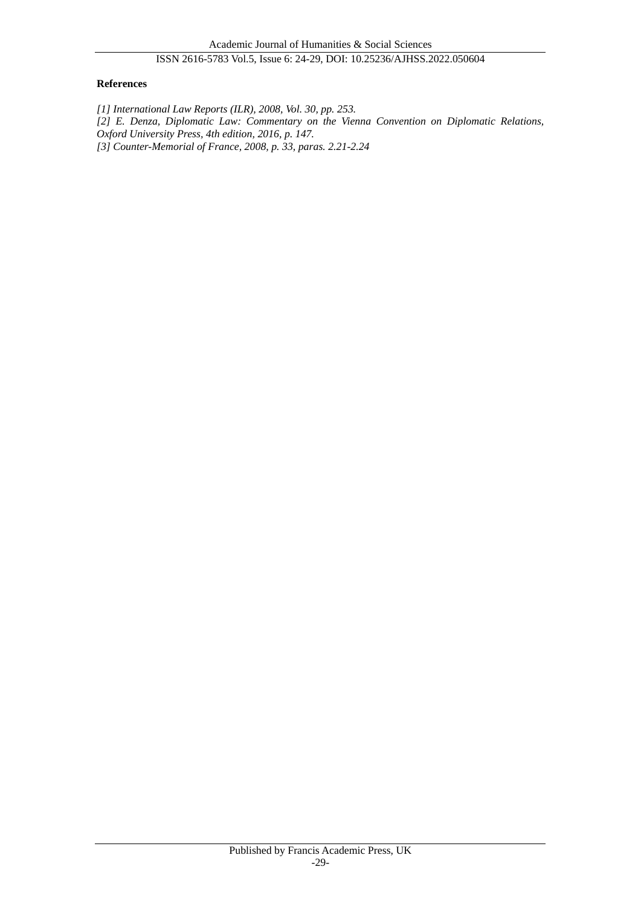**References**

*[1] International Law Reports (ILR), 2008, Vol. 30, pp. 253.*

*[2] E. Denza, Diplomatic Law: Commentary on the Vienna Convention on Diplomatic Relations, Oxford University Press, 4th edition, 2016, p. 147.*

*[3] Counter-Memorial of France, 2008, p. 33, paras. 2.21-2.24*